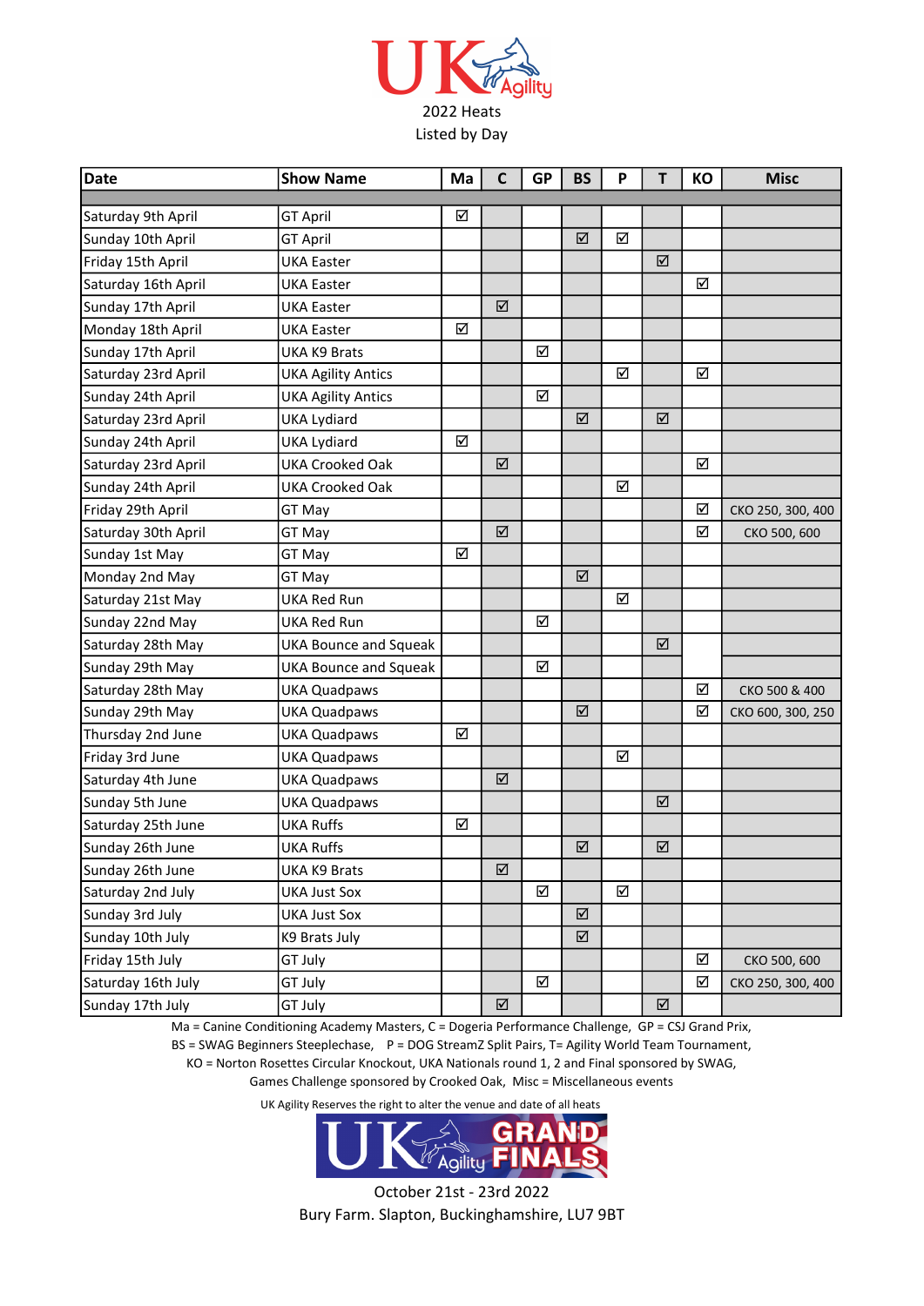UK Agility

2022 Heats

Listed by Day

| Date | Show Name | Ma | C | GP | BS | P | T | KO | Misc |
|---|---|---|---|---|---|---|---|---|---|
| Saturday 9th April | GT April | ☑ | | | | | | | |
| Sunday 10th April | GT April | | | | ☑ | ☑ | | | |
| Friday 15th April | UKA Easter | | | | | | ☑ | | |
| Saturday 16th April | UKA Easter | | | | | | | ☑ | |
| Sunday 17th April | UKA Easter | | ☑ | | | | | | |
| Monday 18th April | UKA Easter | ☑ | | | | | | | |
| Sunday 17th April | UKA K9 Brats | | | ☑ | | | | | |
| Saturday 23rd April | UKA Agility Antics | | | | | ☑ | | ☑ | |
| Sunday 24th April | UKA Agility Antics | | | ☑ | | | | | |
| Saturday 23rd April | UKA Lydiard | | | | ☑ | | ☑ | | |
| Sunday 24th April | UKA Lydiard | ☑ | | | | | | | |
| Saturday 23rd April | UKA Crooked Oak | | ☑ | | | | | ☑ | |
| Sunday 24th April | UKA Crooked Oak | | | | | ☑ | | | |
| Friday 29th April | GT May | | | | | | | ☑ | CKO 250, 300, 400 |
| Saturday 30th April | GT May | | ☑ | | | | | ☑ | CKO 500, 600 |
| Sunday 1st May | GT May | ☑ | | | | | | | |
| Monday 2nd May | GT May | | | | ☑ | | | | |
| Saturday 21st May | UKA Red Run | | | | | ☑ | | | |
| Sunday 22nd May | UKA Red Run | | | ☑ | | | | | |
| Saturday 28th May | UKA Bounce and Squeak | | | | | | ☑ | | |
| Sunday 29th May | UKA Bounce and Squeak | | | ☑ | | | | | |
| Saturday 28th May | UKA Quadpaws | | | | | | | ☑ | CKO 500 & 400 |
| Sunday 29th May | UKA Quadpaws | | | | ☑ | | | ☑ | CKO 600, 300, 250 |
| Thursday 2nd June | UKA Quadpaws | ☑ | | | | | | | |
| Friday 3rd June | UKA Quadpaws | | | | | ☑ | | | |
| Saturday 4th June | UKA Quadpaws | | ☑ | | | | | | |
| Sunday 5th June | UKA Quadpaws | | | | | | ☑ | | |
| Saturday 25th June | UKA Ruffs | ☑ | | | | | | | |
| Sunday 26th June | UKA Ruffs | | | | ☑ | | ☑ | | |
| Sunday 26th June | UKA K9 Brats | | ☑ | | | | | | |
| Saturday 2nd July | UKA Just Sox | | | ☑ | | ☑ | | | |
| Sunday 3rd July | UKA Just Sox | | | | ☑ | | | | |
| Sunday 10th July | K9 Brats July | | | | ☑ | | | | |
| Friday 15th July | GT July | | | | | | | ☑ | CKO 500, 600 |
| Saturday 16th July | GT July | | | ☑ | | | | ☑ | CKO 250, 300, 400 |
| Sunday 17th July | GT July | | ☑ | | | | ☑ | | |

Ma = Canine Conditioning Academy Masters, C = Dogeria Performance Challenge, GP = CSJ Grand Prix, BS = SWAG Beginners Steeplechase, P = DOG StreamZ Split Pairs, T= Agility World Team Tournament, KO = Norton Rosettes Circular Knockout, UKA Nationals round 1, 2 and Final sponsored by SWAG, Games Challenge sponsored by Crooked Oak, Misc = Miscellaneous events

UK Agility Reserves the right to alter the venue and date of all heats

UK Agility GRAND FINALS

October 21st - 23rd 2022

Bury Farm. Slapton, Buckinghamshire, LU7 9BT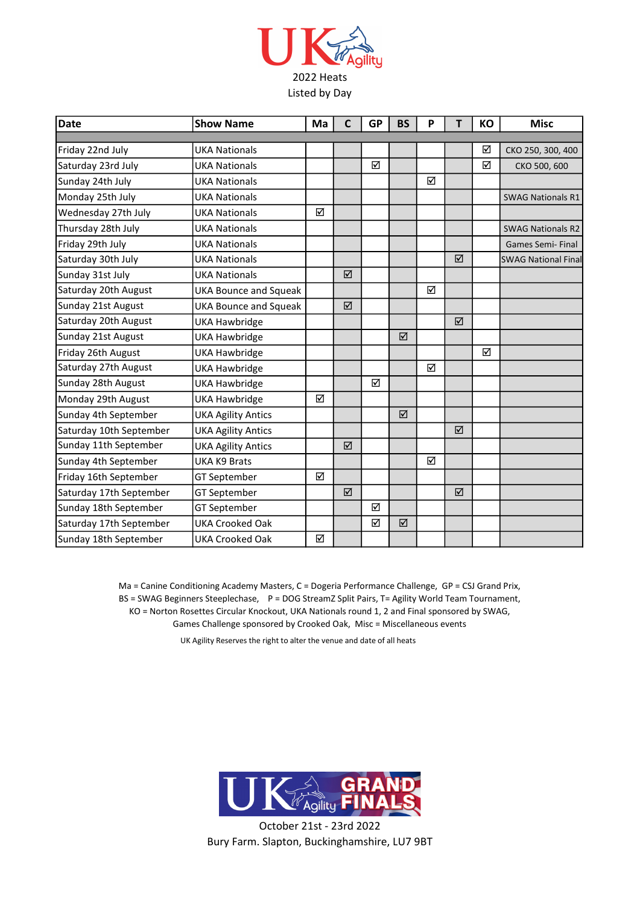2022 Heats
Listed by Day

| Date | Show Name | Ma | C | GP | BS | P | T | KO | Misc |
|---|---|---|---|---|---|---|---|---|---|
| Friday 22nd July | UKA Nationals | | | | | | | ☑ | CKO 250, 300, 400 |
| Saturday 23rd July | UKA Nationals | | | ☑ | | | | ☑ | CKO 500, 600 |
| Sunday 24th July | UKA Nationals | | | | | ☑ | | | |
| Monday 25th July | UKA Nationals | | | | | | | | SWAG Nationals R1 |
| Wednesday 27th July | UKA Nationals | ☑ | | | | | | | |
| Thursday 28th July | UKA Nationals | | | | | | | | SWAG Nationals R2 |
| Friday 29th July | UKA Nationals | | | | | | | | Games Semi- Final |
| Saturday 30th July | UKA Nationals | | | | | | ☑ | | SWAG National Final |
| Sunday 31st July | UKA Nationals | | ☑ | | | | | | |
| Saturday 20th August | UKA Bounce and Squeak | | | | | ☑ | | | |
| Sunday 21st August | UKA Bounce and Squeak | | ☑ | | | | | | |
| Saturday 20th August | UKA Hawbridge | | | | | | ☑ | | |
| Sunday 21st August | UKA Hawbridge | | | | ☑ | | | | |
| Friday 26th August | UKA Hawbridge | | | | | | | ☑ | |
| Saturday 27th August | UKA Hawbridge | | | | | ☑ | | | |
| Sunday 28th August | UKA Hawbridge | | | ☑ | | | | | |
| Monday 29th August | UKA Hawbridge | ☑ | | | | | | | |
| Sunday 4th September | UKA Agility Antics | | | | ☑ | | | | |
| Saturday 10th September | UKA Agility Antics | | | | | | ☑ | | |
| Sunday 11th September | UKA Agility Antics | | ☑ | | | | | | |
| Sunday 4th September | UKA K9 Brats | | | | | ☑ | | | |
| Friday 16th September | GT September | ☑ | | | | | | | |
| Saturday 17th September | GT September | | ☑ | | | | ☑ | | |
| Sunday 18th September | GT September | | | ☑ | | | | | |
| Saturday 17th September | UKA Crooked Oak | | | ☑ | ☑ | | | | |
| Sunday 18th September | UKA Crooked Oak | ☑ | | | | | | | |

Ma = Canine Conditioning Academy Masters, C = Dogeria Performance Challenge, GP = CSJ Grand Prix, BS = SWAG Beginners Steeplechase, P = DOG StreamZ Split Pairs, T= Agility World Team Tournament, KO = Norton Rosettes Circular Knockout, UKA Nationals round 1, 2 and Final sponsored by SWAG, Games Challenge sponsored by Crooked Oak, Misc = Miscellaneous events

UK Agility Reserves the right to alter the venue and date of all heats

October 21st - 23rd 2022
Bury Farm. Slapton, Buckinghamshire, LU7 9BT